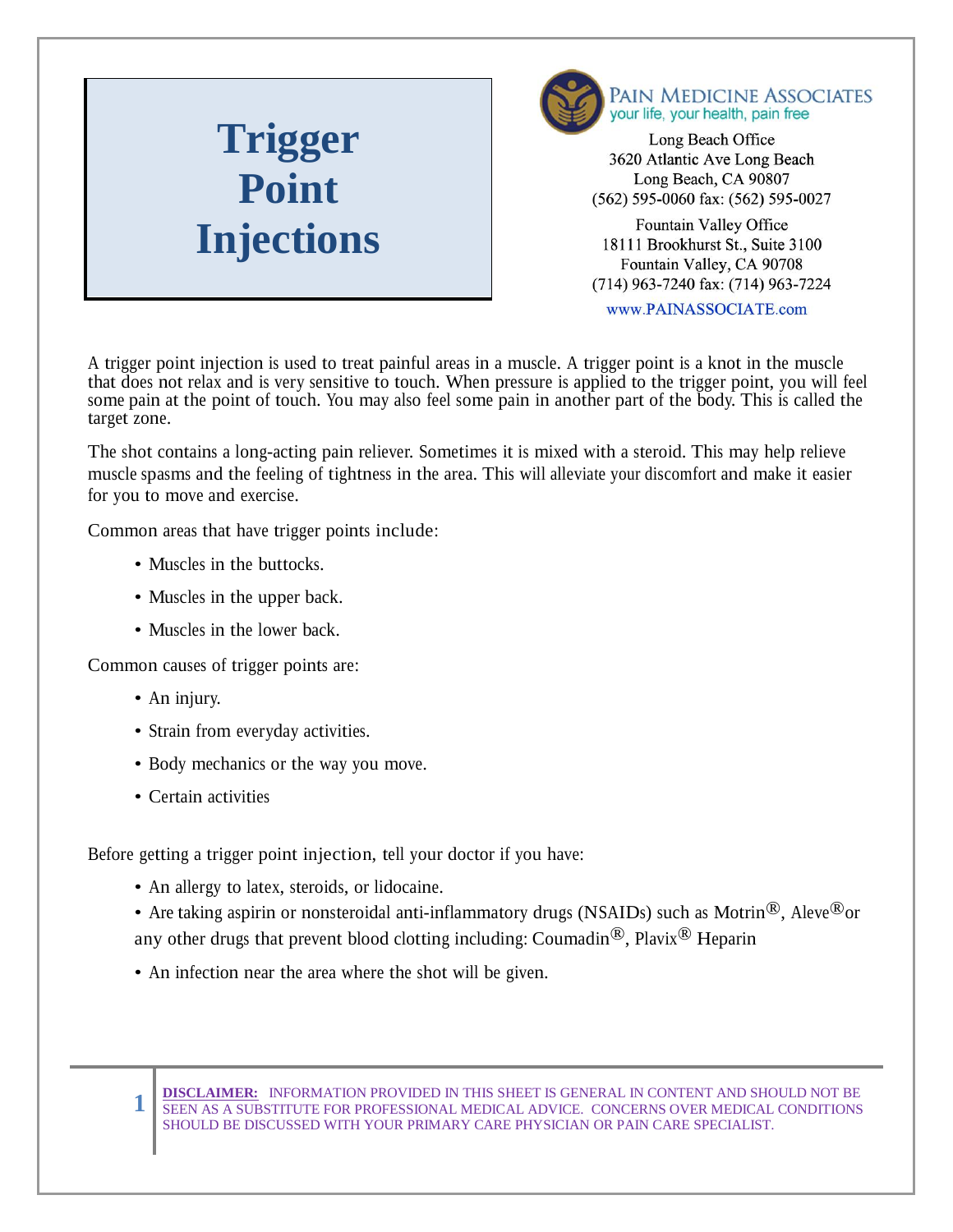# Trigger Point Injections

**PAIN MEDICINE ASSOCIATES**
your life, your health, pain free

Long Beach Office
3620 Atlantic Ave Long Beach
Long Beach, CA 90807
(562) 595-0060 fax: (562) 595-0027

Fountain Valley Office
18111 Brookhurst St., Suite 3100
Fountain Valley, CA 90708
(714) 963-7240 fax: (714) 963-7224

www.PAINASSOCIATE.com

A trigger point injection is used to treat painful areas in a muscle. A trigger point is a knot in the muscle that does not relax and is very sensitive to touch. When pressure is applied to the trigger point, you will feel some pain at the point of touch. You may also feel some pain in another part of the body. This is called the target zone.

The shot contains a long-acting pain reliever. Sometimes it is mixed with a steroid. This may help relieve muscle spasms and the feeling of tightness in the area. This will alleviate your discomfort and make it easier for you to move and exercise.

Common areas that have trigger points include:

- Muscles in the buttocks.
- Muscles in the upper back.
- Muscles in the lower back.

Common causes of trigger points are:

- An injury.
- Strain from everyday activities.
- Body mechanics or the way you move.
- Certain activities

Before getting a trigger point injection, tell your doctor if you have:

- An allergy to latex, steroids, or lidocaine.
- Are taking aspirin or nonsteroidal anti-inflammatory drugs (NSAIDs) such as Motrin®, Aleve®or any other drugs that prevent blood clotting including: Coumadin®, Plavix® Heparin
- An infection near the area where the shot will be given.

**DISCLAIMER:** INFORMATION PROVIDED IN THIS SHEET IS GENERAL IN CONTENT AND SHOULD NOT BE SEEN AS A SUBSTITUTE FOR PROFESSIONAL MEDICAL ADVICE. CONCERNS OVER MEDICAL CONDITIONS SHOULD BE DISCUSSED WITH YOUR PRIMARY CARE PHYSICIAN OR PAIN CARE SPECIALIST.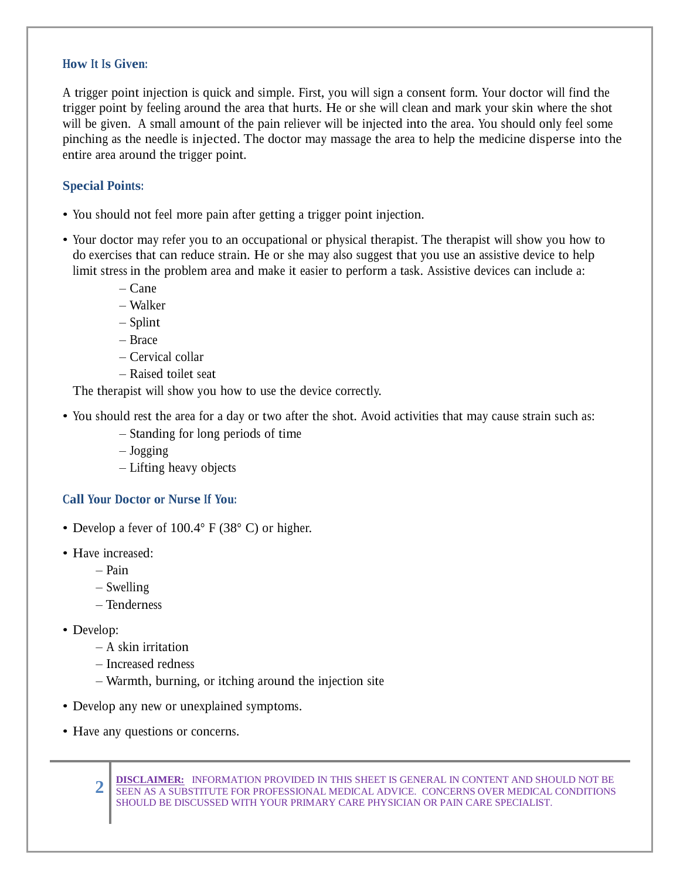### How It Is Given:

A trigger point injection is quick and simple. First, you will sign a consent form. Your doctor will find the trigger point by feeling around the area that hurts. He or she will clean and mark your skin where the shot will be given. A small amount of the pain reliever will be injected into the area. You should only feel some pinching as the needle is injected. The doctor may massage the area to help the medicine disperse into the entire area around the trigger point.

### Special Points:

- You should not feel more pain after getting a trigger point injection.
- Your doctor may refer you to an occupational or physical therapist. The therapist will show you how to do exercises that can reduce strain. He or she may also suggest that you use an assistive device to help limit stress in the problem area and make it easier to perform a task. Assistive devices can include a:
  - Cane
  - Walker
  - Splint
  - Brace
  - Cervical collar
  - Raised toilet seat

  The therapist will show you how to use the device correctly.
- You should rest the area for a day or two after the shot. Avoid activities that may cause strain such as:
  - Standing for long periods of time
  - Jogging
  - Lifting heavy objects

### Call Your Doctor or Nurse If You:

- Develop a fever of 100.4° F (38° C) or higher.
- Have increased:
  - Pain
  - Swelling
  - Tenderness
- Develop:
  - A skin irritation
  - Increased redness
  - Warmth, burning, or itching around the injection site
- Develop any new or unexplained symptoms.
- Have any questions or concerns.

**DISCLAIMER:** INFORMATION PROVIDED IN THIS SHEET IS GENERAL IN CONTENT AND SHOULD NOT BE SEEN AS A SUBSTITUTE FOR PROFESSIONAL MEDICAL ADVICE. CONCERNS OVER MEDICAL CONDITIONS SHOULD BE DISCUSSED WITH YOUR PRIMARY CARE PHYSICIAN OR PAIN CARE SPECIALIST.